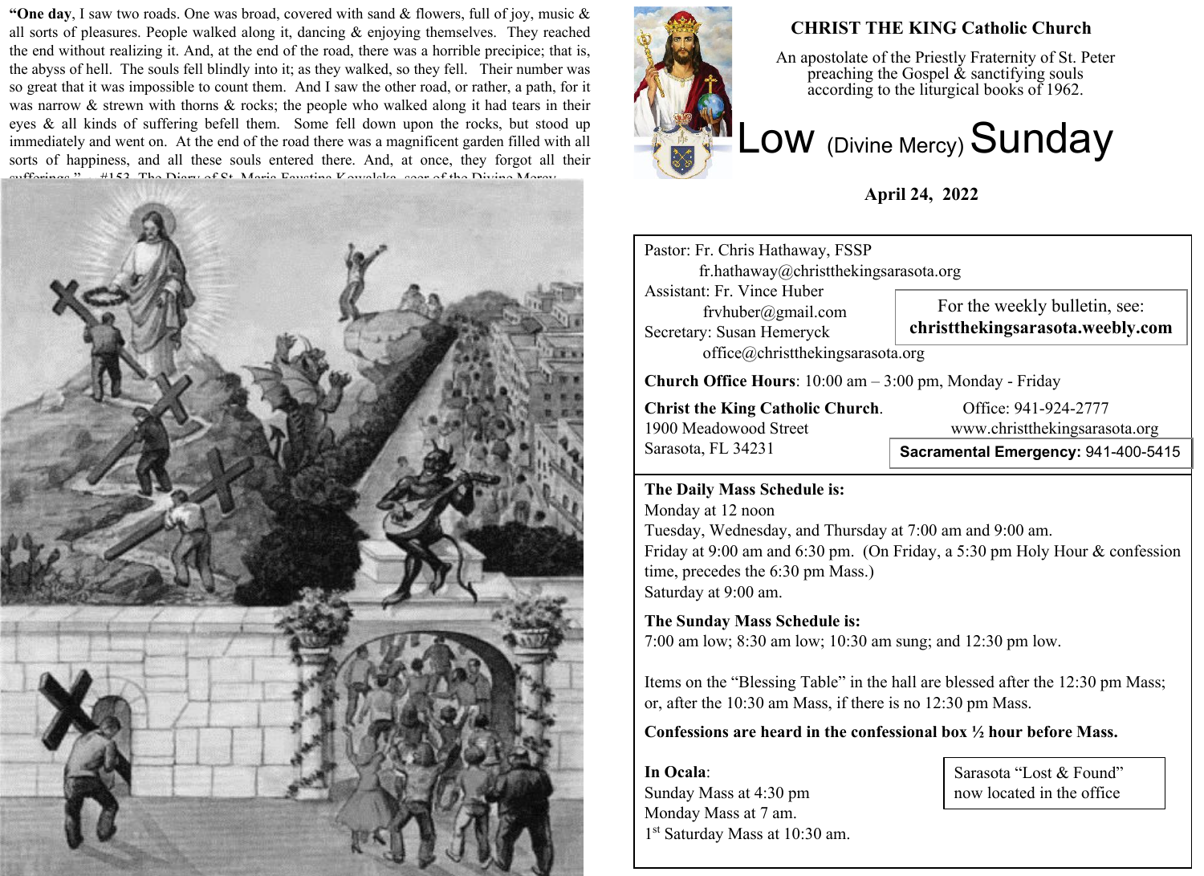**"One day**, I saw two roads. One was broad, covered with sand & flowers, full of joy, music & all sorts of pleasures. People walked along it, dancing & enjoying themselves. They reached the end without realizing it. And, at the end of the road, there was a horrible precipice; that is, the abyss of hell. The souls fell blindly into it; as they walked, so they fell. Their number was so great that it was impossible to count them. And I saw the other road, or rather, a path, for it was narrow & strewn with thorns & rocks; the people who walked along it had tears in their eyes & all kinds of suffering befell them. Some fell down upon the rocks, but stood up immediately and went on. At the end of the road there was a magnificent garden filled with all sorts of happiness, and all these souls entered there. And, at once, they forgot all their sufferings." — #153, The Diary of St. Maria Faustina Kowalska, seer of the Divine Mercy

## CHRIST THE KING Catholic Church

An apostolate of the Priestly Fraternity of St. Peter preaching the Gospel & sanctifying souls according to the liturgical books of 1962.

# Low (Divine Mercy) Sunday

**April 24, 2022**

Pastor: Fr. Chris Hathaway, FSSP
fr.hathaway@christthekingsarasota.org
Assistant: Fr. Vince Huber
frvhuber@gmail.com
Secretary: Susan Hemeryck
office@christthekingsarasota.org

For the weekly bulletin, see: **christthekingsarasota.weebly.com**

**Church Office Hours**: 10:00 am – 3:00 pm, Monday - Friday

**Christ the King Catholic Church**.
1900 Meadowood Street
Sarasota, FL 34231

Office: 941-924-2777
www.christthekingsarasota.org

**Sacramental Emergency:** 941-400-5415

**The Daily Mass Schedule is:**
Monday at 12 noon
Tuesday, Wednesday, and Thursday at 7:00 am and 9:00 am.
Friday at 9:00 am and 6:30 pm. (On Friday, a 5:30 pm Holy Hour & confession time, precedes the 6:30 pm Mass.)
Saturday at 9:00 am.

**The Sunday Mass Schedule is:**
7:00 am low; 8:30 am low; 10:30 am sung; and 12:30 pm low.

Items on the "Blessing Table" in the hall are blessed after the 12:30 pm Mass; or, after the 10:30 am Mass, if there is no 12:30 pm Mass.

**Confessions are heard in the confessional box ½ hour before Mass.**

**In Ocala**:
Sunday Mass at 4:30 pm
Monday Mass at 7 am.
1st Saturday Mass at 10:30 am.

Sarasota "Lost & Found" now located in the office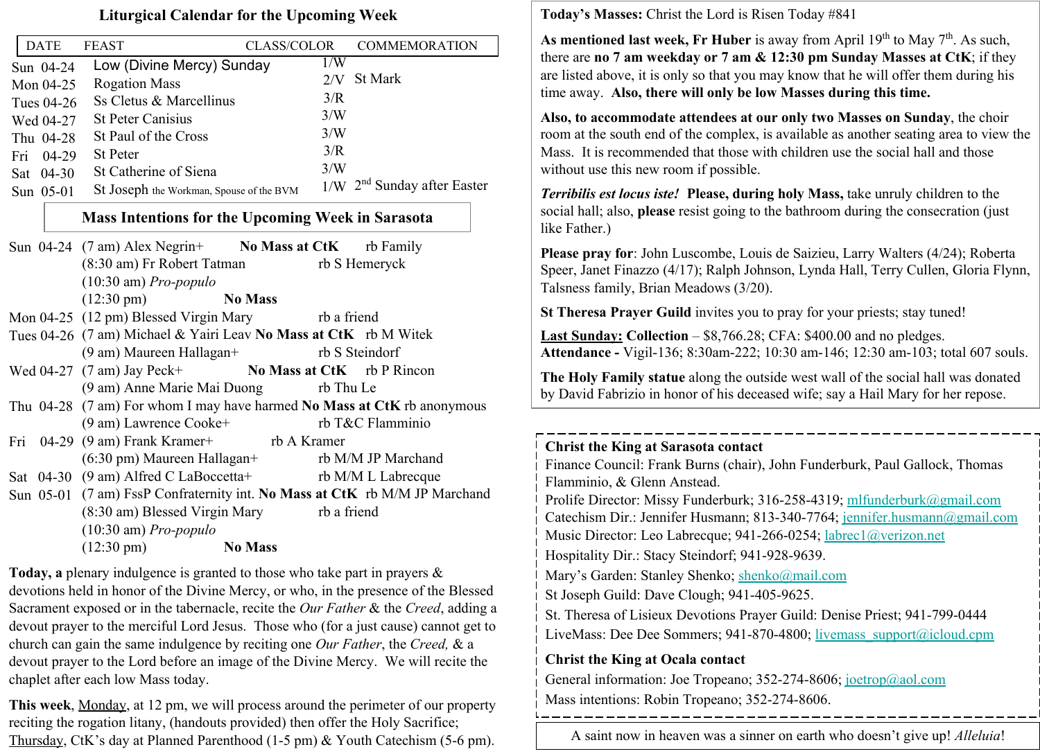## Liturgical Calendar for the Upcoming Week

| DATE | FEAST | CLASS/COLOR | COMMEMORATION |
|---|---|---|---|
| Sun 04-24 | Low (Divine Mercy) Sunday | 1/W | |
| Mon 04-25 | Rogation Mass | 2/V | St Mark |
| Tues 04-26 | Ss Cletus & Marcellinus | 3/R | |
| Wed 04-27 | St Peter Canisius | 3/W | |
| Thu 04-28 | St Paul of the Cross | 3/W | |
| Fri 04-29 | St Peter | 3/R | |
| Sat 04-30 | St Catherine of Siena | 3/W | |
| Sun 05-01 | St Joseph the Workman, Spouse of the BVM | 1/W | 2nd Sunday after Easter |

## Mass Intentions for the Upcoming Week in Sarasota

| | | | |
|---|---|---|---|
| Sun 04-24 | (7 am) Alex Negrin+ | **No Mass at CtK** | rb Family |
| | (8:30 am) Fr Robert Tatman | | rb S Hemeryck |
| | (10:30 am) *Pro-populo* | | |
| | (12:30 pm) | **No Mass** | |
| Mon 04-25 | (12 pm) Blessed Virgin Mary | | rb a friend |
| Tues 04-26 | (7 am) Michael & Yairi Leav | **No Mass at CtK** | rb M Witek |
| | (9 am) Maureen Hallagan+ | | rb S Steindorf |
| Wed 04-27 | (7 am) Jay Peck+ | **No Mass at CtK** | rb P Rincon |
| | (9 am) Anne Marie Mai Duong | | rb Thu Le |
| Thu 04-28 | (7 am) For whom I may have harmed | **No Mass at CtK** | rb anonymous |
| | (9 am) Lawrence Cooke+ | | rb T&C Flamminio |
| Fri 04-29 | (9 am) Frank Kramer+ | | rb A Kramer |
| | (6:30 pm) Maureen Hallagan+ | | rb M/M JP Marchand |
| Sat 04-30 | (9 am) Alfred C LaBoccetta+ | | rb M/M L Labrecque |
| Sun 05-01 | (7 am) FssP Confraternity int. | **No Mass at CtK** | rb M/M JP Marchand |
| | (8:30 am) Blessed Virgin Mary | | rb a friend |
| | (10:30 am) *Pro-populo* | | |
| | (12:30 pm) | **No Mass** | |

**Today, a** plenary indulgence is granted to those who take part in prayers & devotions held in honor of the Divine Mercy, or who, in the presence of the Blessed Sacrament exposed or in the tabernacle, recite the *Our Father* & the *Creed*, adding a devout prayer to the merciful Lord Jesus. Those who (for a just cause) cannot get to church can gain the same indulgence by reciting one *Our Father*, the *Creed,* & a devout prayer to the Lord before an image of the Divine Mercy. We will recite the chaplet after each low Mass today.

**This week**, Monday, at 12 pm, we will process around the perimeter of our property reciting the rogation litany, (handouts provided) then offer the Holy Sacrifice; Thursday, CtK's day at Planned Parenthood (1-5 pm) & Youth Catechism (5-6 pm).

**Today's Masses:** Christ the Lord is Risen Today #841

**As mentioned last week, Fr Huber** is away from April 19th to May 7th. As such, there are **no 7 am weekday or 7 am & 12:30 pm Sunday Masses at CtK**; if they are listed above, it is only so that you may know that he will offer them during his time away. **Also, there will only be low Masses during this time.**

**Also, to accommodate attendees at our only two Masses on Sunday**, the choir room at the south end of the complex, is available as another seating area to view the Mass. It is recommended that those with children use the social hall and those without use this new room if possible.

***Terribilis est locus iste!*** **Please, during holy Mass,** take unruly children to the social hall; also, **please** resist going to the bathroom during the consecration (just like Father.)

**Please pray for**: John Luscombe, Louis de Saizieu, Larry Walters (4/24); Roberta Speer, Janet Finazzo (4/17); Ralph Johnson, Lynda Hall, Terry Cullen, Gloria Flynn, Talsness family, Brian Meadows (3/20).

**St Theresa Prayer Guild** invites you to pray for your priests; stay tuned!

**Last Sunday: Collection** – $8,766.28; CFA: $400.00 and no pledges.
**Attendance -** Vigil-136; 8:30am-222; 10:30 am-146; 12:30 am-103; total 607 souls.

**The Holy Family statue** along the outside west wall of the social hall was donated by David Fabrizio in honor of his deceased wife; say a Hail Mary for her repose.

**Christ the King at Sarasota contact**
Finance Council: Frank Burns (chair), John Funderburk, Paul Gallock, Thomas Flamminio, & Glenn Anstead.
Prolife Director: Missy Funderburk; 316-258-4319; mlfunderburk@gmail.com
Catechism Dir.: Jennifer Husmann; 813-340-7764; jennifer.husmann@gmail.com
Music Director: Leo Labrecque; 941-266-0254; labrec1@verizon.net
Hospitality Dir.: Stacy Steindorf; 941-928-9639.
Mary's Garden: Stanley Shenko; shenko@mail.com
St Joseph Guild: Dave Clough; 941-405-9625.
St. Theresa of Lisieux Devotions Prayer Guild: Denise Priest; 941-799-0444
LiveMass: Dee Dee Sommers; 941-870-4800; livemass_support@icloud.cpm

**Christ the King at Ocala contact**
General information: Joe Tropeano; 352-274-8606; joetrop@aol.com
Mass intentions: Robin Tropeano; 352-274-8606.

A saint now in heaven was a sinner on earth who doesn't give up! *Alleluia*!